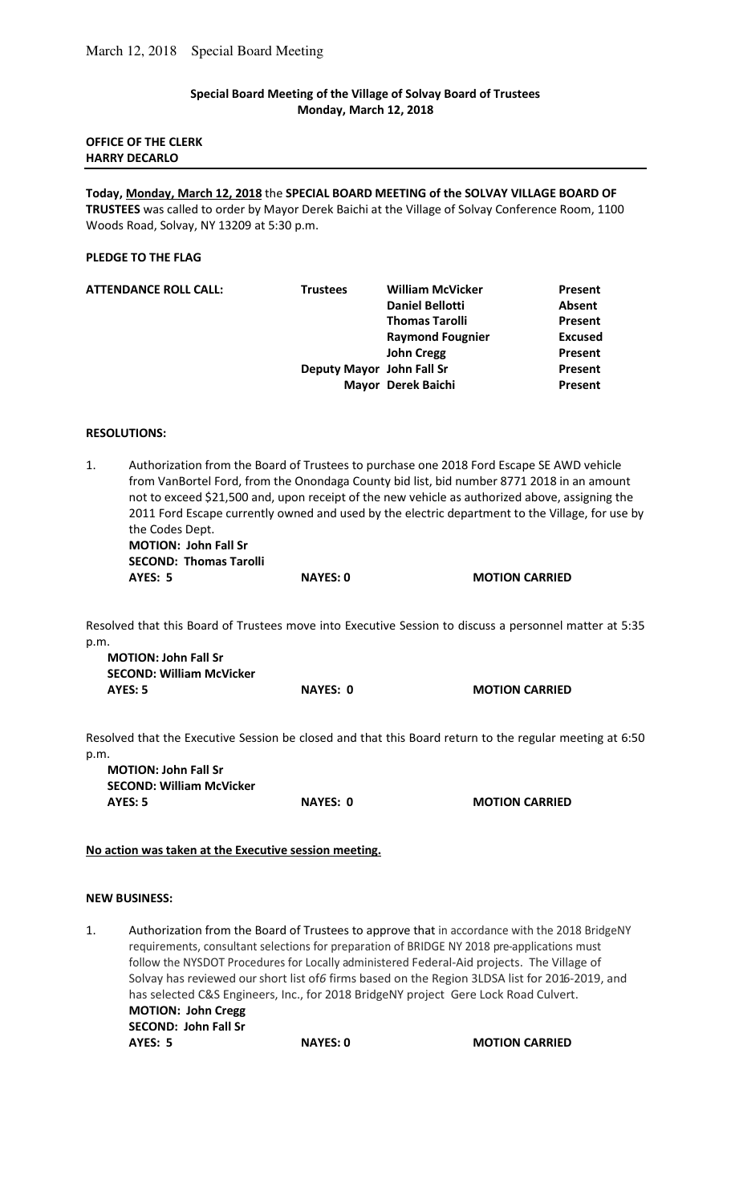**Special Board Meeting of the Village of Solvay Board of Trustees**
**Monday, March 12, 2018**

**OFFICE OF THE CLERK**
**HARRY DECARLO**

**Today, Monday, March 12, 2018** the **SPECIAL BOARD MEETING of the SOLVAY VILLAGE BOARD OF TRUSTEES** was called to order by Mayor Derek Baichi at the Village of Solvay Conference Room, 1100 Woods Road, Solvay, NY 13209 at 5:30 p.m.

**PLEDGE TO THE FLAG**

| **ATTENDANCE ROLL CALL:** | **Trustees** | **William McVicker** | **Present** |
|---|---|---|---|
| | | **Daniel Bellotti** | **Absent** |
| | | **Thomas Tarolli** | **Present** |
| | | **Raymond Fougnier** | **Excused** |
| | | **John Cregg** | **Present** |
| | **Deputy Mayor** | **John Fall Sr** | **Present** |
| | **Mayor** | **Derek Baichi** | **Present** |

**RESOLUTIONS:**

1. Authorization from the Board of Trustees to purchase one 2018 Ford Escape SE AWD vehicle from VanBortel Ford, from the Onondaga County bid list, bid number 8771 2018 in an amount not to exceed $21,500 and, upon receipt of the new vehicle as authorized above, assigning the 2011 Ford Escape currently owned and used by the electric department to the Village, for use by the Codes Dept.
   **MOTION: John Fall Sr**
   **SECOND: Thomas Tarolli**
   **AYES: 5** **NAYES: 0** **MOTION CARRIED**

Resolved that this Board of Trustees move into Executive Session to discuss a personnel matter at 5:35 p.m.
**MOTION: John Fall Sr**
**SECOND: William McVicker**
**AYES: 5** **NAYES: 0** **MOTION CARRIED**

Resolved that the Executive Session be closed and that this Board return to the regular meeting at 6:50 p.m.
**MOTION: John Fall Sr**
**SECOND: William McVicker**
**AYES: 5** **NAYES: 0** **MOTION CARRIED**

**No action was taken at the Executive session meeting.**

**NEW BUSINESS:**

1. Authorization from the Board of Trustees to approve that in accordance with the 2018 BridgeNY requirements, consultant selections for preparation of BRIDGE NY 2018 pre-applications must follow the NYSDOT Procedures for Locally administered Federal-Aid projects. The Village of Solvay has reviewed our short list of6 firms based on the Region 3LDSA list for 2016-2019, and has selected C&S Engineers, Inc., for 2018 BridgeNY project Gere Lock Road Culvert.
   **MOTION: John Cregg**
   **SECOND: John Fall Sr**
   **AYES: 5** **NAYES: 0** **MOTION CARRIED**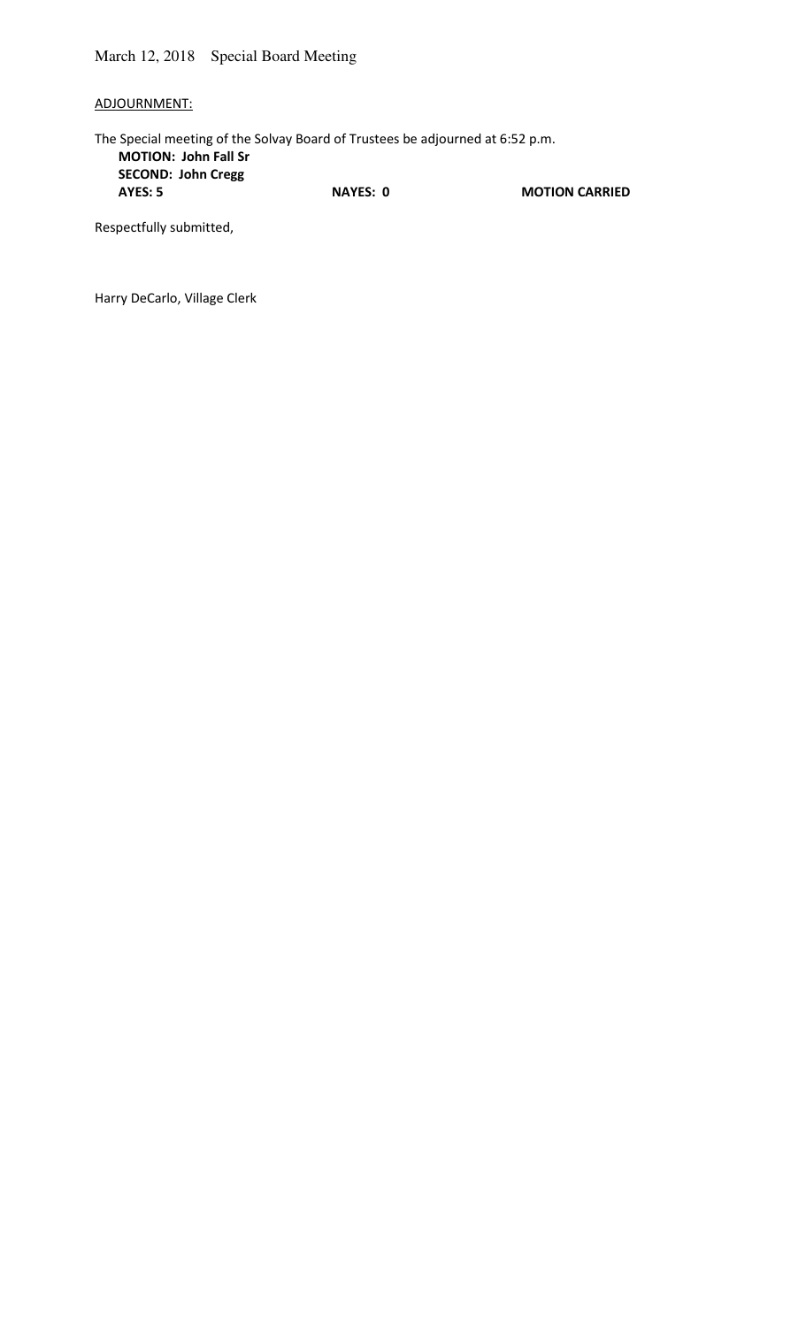ADJOURNMENT:

The Special meeting of the Solvay Board of Trustees be adjourned at 6:52 p.m.

**MOTION: John Fall Sr**
**SECOND: John Cregg**
**AYES: 5** **NAYES: 0** **MOTION CARRIED**

Respectfully submitted,

Harry DeCarlo, Village Clerk